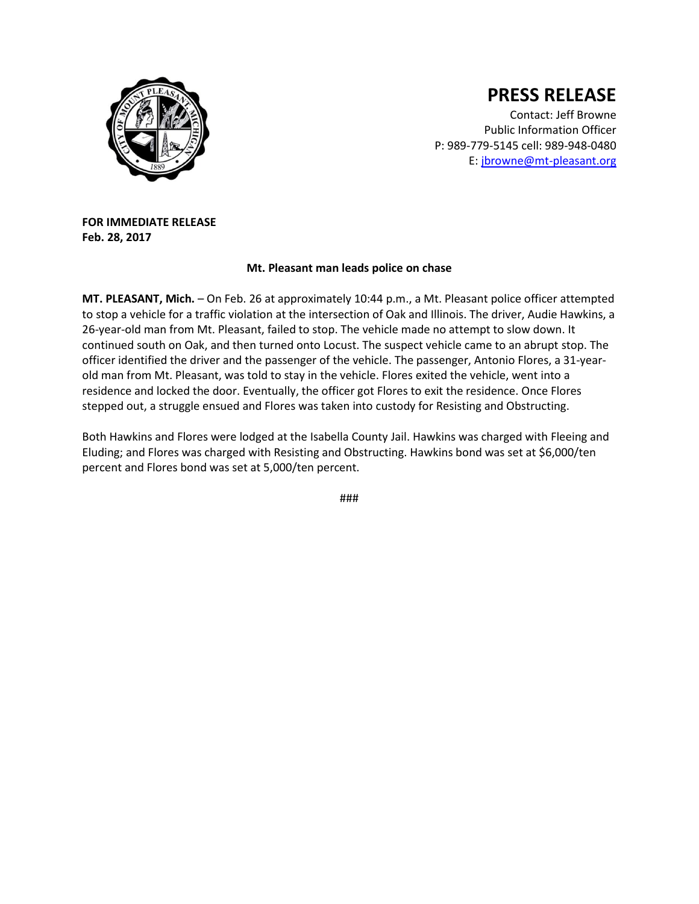# PRESS RELEASE

Contact: Jeff Browne
Public Information Officer
P: 989-779-5145 cell: 989-948-0480
E: [jbrowne@mt-pleasant.org](mailto:jbrowne@mt-pleasant.org)

**FOR IMMEDIATE RELEASE**
**Feb. 28, 2017**

**Mt. Pleasant man leads police on chase**

**MT. PLEASANT, Mich.** – On Feb. 26 at approximately 10:44 p.m., a Mt. Pleasant police officer attempted to stop a vehicle for a traffic violation at the intersection of Oak and Illinois. The driver, Audie Hawkins, a 26-year-old man from Mt. Pleasant, failed to stop. The vehicle made no attempt to slow down. It continued south on Oak, and then turned onto Locust. The suspect vehicle came to an abrupt stop. The officer identified the driver and the passenger of the vehicle. The passenger, Antonio Flores, a 31-year-old man from Mt. Pleasant, was told to stay in the vehicle. Flores exited the vehicle, went into a residence and locked the door. Eventually, the officer got Flores to exit the residence. Once Flores stepped out, a struggle ensued and Flores was taken into custody for Resisting and Obstructing.

Both Hawkins and Flores were lodged at the Isabella County Jail. Hawkins was charged with Fleeing and Eluding; and Flores was charged with Resisting and Obstructing. Hawkins bond was set at $6,000/ten percent and Flores bond was set at 5,000/ten percent.

###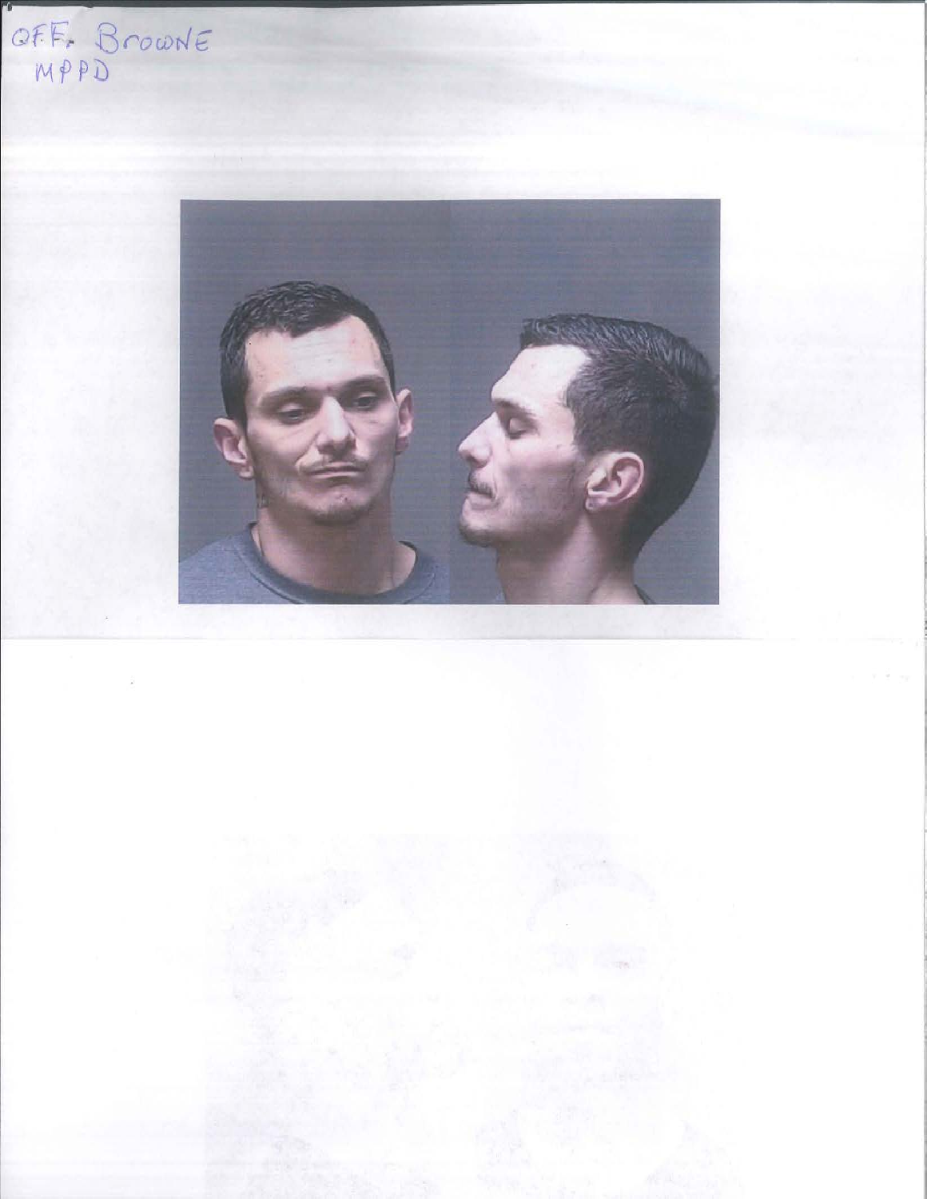OFF. Browne
MPPD